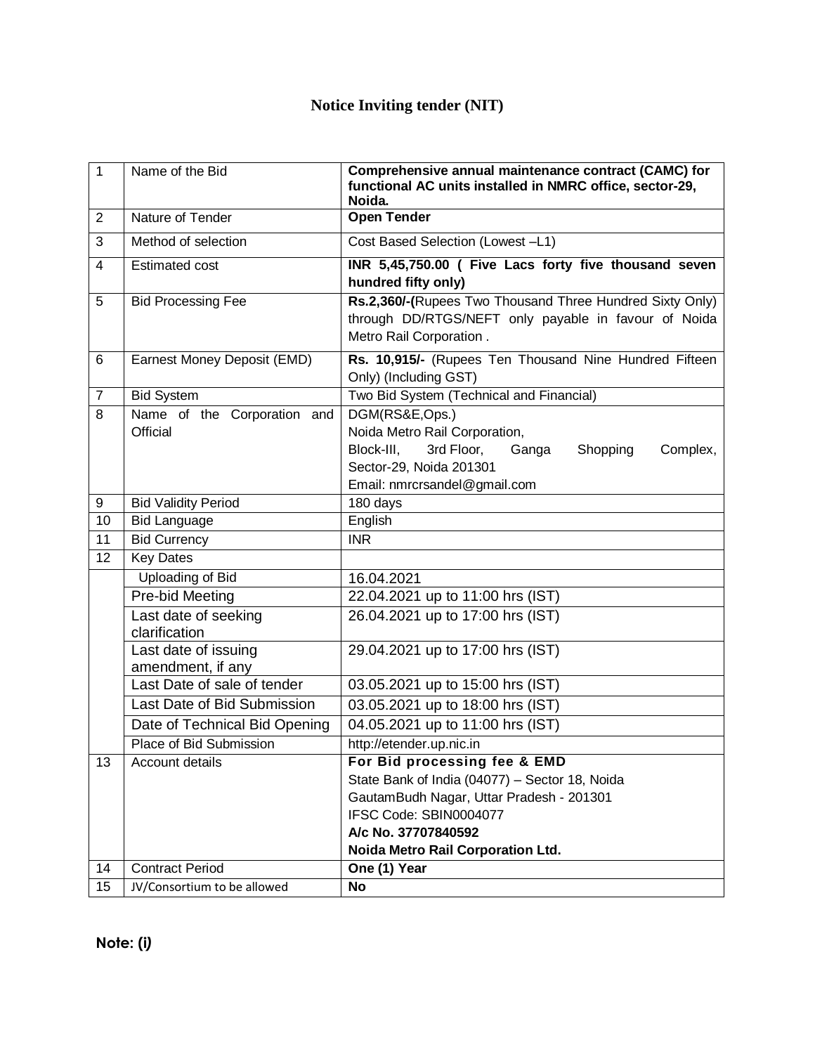# Notice Inviting tender (NIT)

| 1 | Name of the Bid | **Comprehensive annual maintenance contract (CAMC) for functional AC units installed in NMRC office, sector-29, Noida.** |
|---|---|---|
| 2 | Nature of Tender | **Open Tender** |
| 3 | Method of selection | Cost Based Selection (Lowest –L1) |
| 4 | Estimated cost | **INR 5,45,750.00 ( Five Lacs forty five thousand seven hundred fifty only)** |
| 5 | Bid Processing Fee | **Rs.2,360/-(**Rupees Two Thousand Three Hundred Sixty Only) through DD/RTGS/NEFT only payable in favour of Noida Metro Rail Corporation . |
| 6 | Earnest Money Deposit (EMD) | **Rs. 10,915/-** (Rupees Ten Thousand Nine Hundred Fifteen Only) (Including GST) |
| 7 | Bid System | Two Bid System (Technical and Financial) |
| 8 | Name of the Corporation and Official | DGM(RS&E,Ops.)<br>Noida Metro Rail Corporation,<br>Block-III, 3rd Floor, Ganga Shopping Complex, Sector-29, Noida 201301<br>Email: nmrcrsandel@gmail.com |
| 9 | Bid Validity Period | 180 days |
| 10 | Bid Language | English |
| 11 | Bid Currency | INR |
| 12 | Key Dates | |
| | Uploading of Bid | 16.04.2021 |
| | Pre-bid Meeting | 22.04.2021 up to 11:00 hrs (IST) |
| | Last date of seeking clarification | 26.04.2021 up to 17:00 hrs (IST) |
| | Last date of issuing amendment, if any | 29.04.2021 up to 17:00 hrs (IST) |
| | Last Date of sale of tender | 03.05.2021 up to 15:00 hrs (IST) |
| | Last Date of Bid Submission | 03.05.2021 up to 18:00 hrs (IST) |
| | Date of Technical Bid Opening | 04.05.2021 up to 11:00 hrs (IST) |
| | Place of Bid Submission | http://etender.up.nic.in |
| 13 | Account details | **For Bid processing fee & EMD**<br>State Bank of India (04077) – Sector 18, Noida<br>GautamBudh Nagar, Uttar Pradesh - 201301<br>IFSC Code: SBIN0004077<br>**A/c No. 37707840592**<br>**Noida Metro Rail Corporation Ltd.** |
| 14 | Contract Period | **One (1) Year** |
| 15 | JV/Consortium to be allowed | **No** |

**Note: (i)**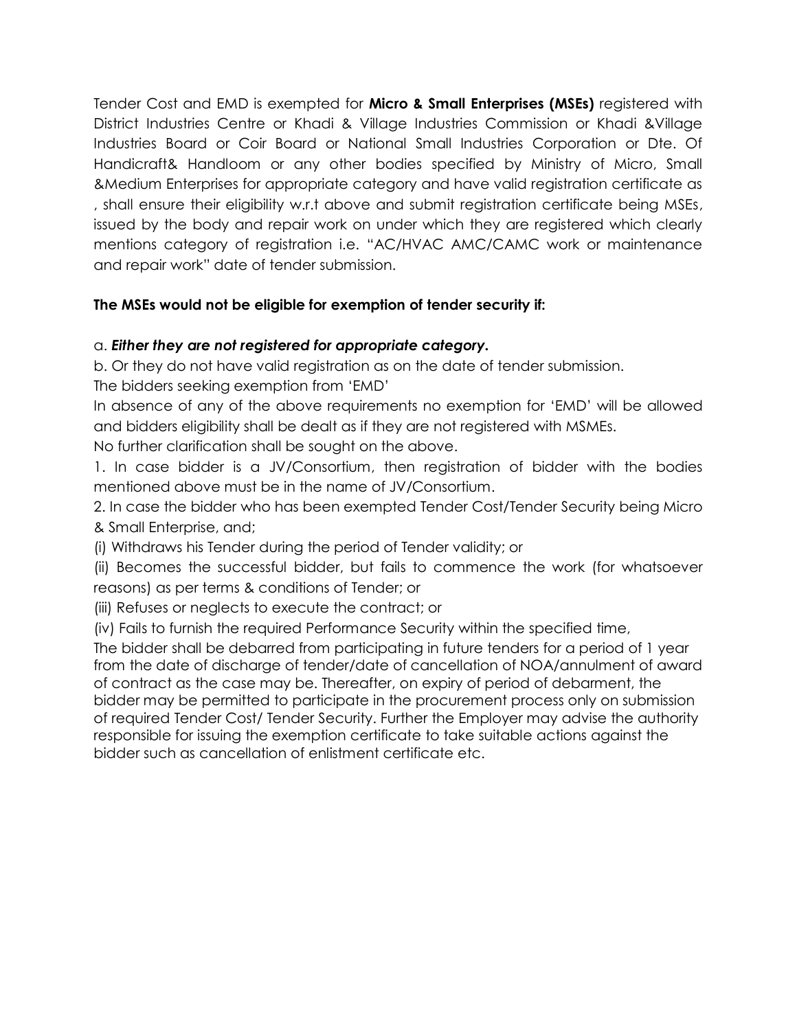Tender Cost and EMD is exempted for **Micro & Small Enterprises (MSEs)** registered with District Industries Centre or Khadi & Village Industries Commission or Khadi &Village Industries Board or Coir Board or National Small Industries Corporation or Dte. Of Handicraft& Handloom or any other bodies specified by Ministry of Micro, Small &Medium Enterprises for appropriate category and have valid registration certificate as , shall ensure their eligibility w.r.t above and submit registration certificate being MSEs, issued by the body and repair work on under which they are registered which clearly mentions category of registration i.e. "AC/HVAC AMC/CAMC work or maintenance and repair work" date of tender submission.

**The MSEs would not be eligible for exemption of tender security if:**

a. ***Either they are not registered for appropriate category.***

b. Or they do not have valid registration as on the date of tender submission.

The bidders seeking exemption from 'EMD'

In absence of any of the above requirements no exemption for 'EMD' will be allowed and bidders eligibility shall be dealt as if they are not registered with MSMEs.

No further clarification shall be sought on the above.

1. In case bidder is a JV/Consortium, then registration of bidder with the bodies mentioned above must be in the name of JV/Consortium.
2. In case the bidder who has been exempted Tender Cost/Tender Security being Micro & Small Enterprise, and;

(i) Withdraws his Tender during the period of Tender validity; or

(ii) Becomes the successful bidder, but fails to commence the work (for whatsoever reasons) as per terms & conditions of Tender; or

(iii) Refuses or neglects to execute the contract; or

(iv) Fails to furnish the required Performance Security within the specified time,

The bidder shall be debarred from participating in future tenders for a period of 1 year from the date of discharge of tender/date of cancellation of NOA/annulment of award of contract as the case may be. Thereafter, on expiry of period of debarment, the bidder may be permitted to participate in the procurement process only on submission of required Tender Cost/ Tender Security. Further the Employer may advise the authority responsible for issuing the exemption certificate to take suitable actions against the bidder such as cancellation of enlistment certificate etc.